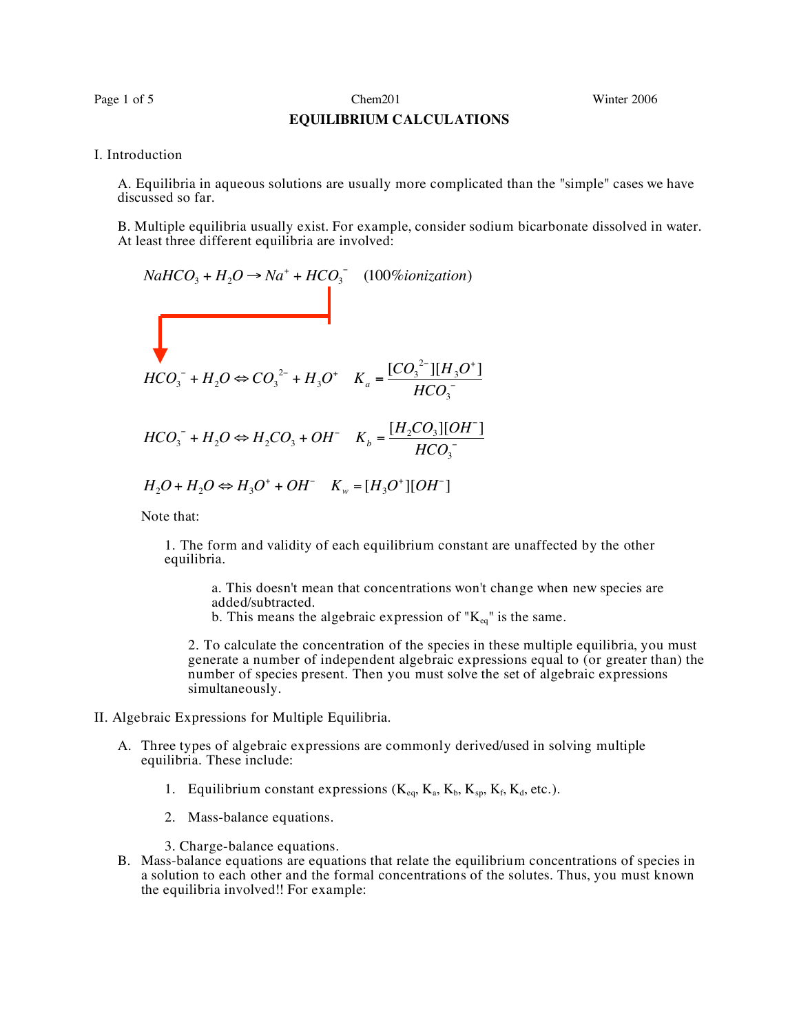# EQUILIBRIUM CALCULATIONS

I. Introduction

A. Equilibria in aqueous solutions are usually more complicated than the "simple" cases we have discussed so far.

B. Multiple equilibria usually exist. For example, consider sodium bicarbonate dissolved in water. At least three different equilibria are involved:

$$NaHCO_3 + H_2O \rightarrow Na^+ + HCO_3^- \quad (100\% ionization)$$

$$HCO_3^- + H_2O \Leftrightarrow CO_3^{2-} + H_3O^+ \quad K_a = \frac{[CO_3^{2-}][H_3O^+]}{HCO_3^-}$$

$$HCO_3^- + H_2O \Leftrightarrow H_2CO_3 + OH^- \quad K_b = \frac{[H_2CO_3][OH^-]}{HCO_3^-}$$

$$H_2O + H_2O \Leftrightarrow H_3O^+ + OH^- \quad K_w = [H_3O^+][OH^-]$$

Note that:

1. The form and validity of each equilibrium constant are unaffected by the other equilibria.

   a. This doesn't mean that concentrations won't change when new species are added/subtracted.
   b. This means the algebraic expression of "$K_{eq}$" is the same.

2. To calculate the concentration of the species in these multiple equilibria, you must generate a number of independent algebraic expressions equal to (or greater than) the number of species present. Then you must solve the set of algebraic expressions simultaneously.

II. Algebraic Expressions for Multiple Equilibria.

A. Three types of algebraic expressions are commonly derived/used in solving multiple equilibria. These include:

1. Equilibrium constant expressions ($K_{eq}$, $K_a$, $K_b$, $K_{sp}$, $K_f$, $K_d$, etc.).
2. Mass-balance equations.
3. Charge-balance equations.

B. Mass-balance equations are equations that relate the equilibrium concentrations of species in a solution to each other and the formal concentrations of the solutes. Thus, you must known the equilibria involved!! For example: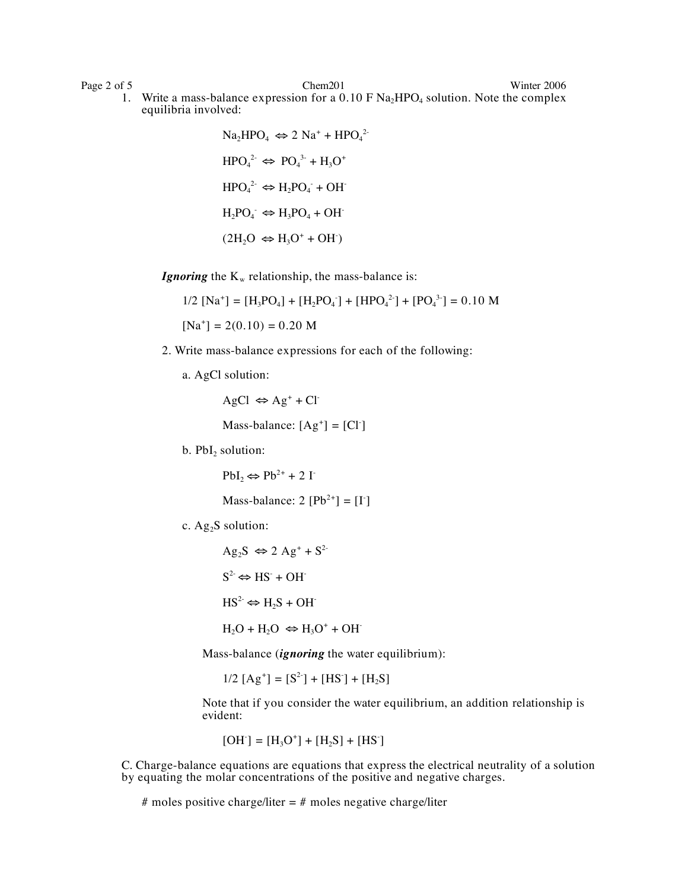1. Write a mass-balance expression for a 0.10 F $Na_2HPO_4$ solution. Note the complex equilibria involved:

$$Na_2HPO_4 \Leftrightarrow 2\ Na^+ + HPO_4^{2-}$$

$$HPO_4^{2-} \Leftrightarrow PO_4^{3-} + H_3O^+$$

$$HPO_4^{2-} \Leftrightarrow H_2PO_4^- + OH^-$$

$$H_2PO_4^- \Leftrightarrow H_3PO_4 + OH^-$$

$$(2H_2O \Leftrightarrow H_3O^+ + OH^-)$$

***Ignoring*** the $K_w$ relationship, the mass-balance is:

$$1/2\ [Na^+] = [H_3PO_4] + [H_2PO_4^-] + [HPO_4^{2-}] + [PO_4^{3-}] = 0.10\ M$$

$$[Na^+] = 2(0.10) = 0.20\ M$$

2. Write mass-balance expressions for each of the following:

a. AgCl solution:

$$AgCl \Leftrightarrow Ag^+ + Cl^-$$

Mass-balance: $[Ag^+] = [Cl^-]$

b. $PbI_2$ solution:

$$PbI_2 \Leftrightarrow Pb^{2+} + 2\ I^-$$

Mass-balance: $2\ [Pb^{2+}] = [I^-]$

c. $Ag_2S$ solution:

$$Ag_2S \Leftrightarrow 2\ Ag^+ + S^{2-}$$

$$S^{2-} \Leftrightarrow HS^- + OH^-$$

$$HS^{2-} \Leftrightarrow H_2S + OH^-$$

$$H_2O + H_2O \Leftrightarrow H_3O^+ + OH^-$$

Mass-balance (***ignoring*** the water equilibrium):

$$1/2\ [Ag^+] = [S^{2-}] + [HS^-] + [H_2S]$$

Note that if you consider the water equilibrium, an addition relationship is evident:

$$[OH^-] = [H_3O^+] + [H_2S] + [HS^-]$$

C. Charge-balance equations are equations that express the electrical neutrality of a solution by equating the molar concentrations of the positive and negative charges.

# moles positive charge/liter = # moles negative charge/liter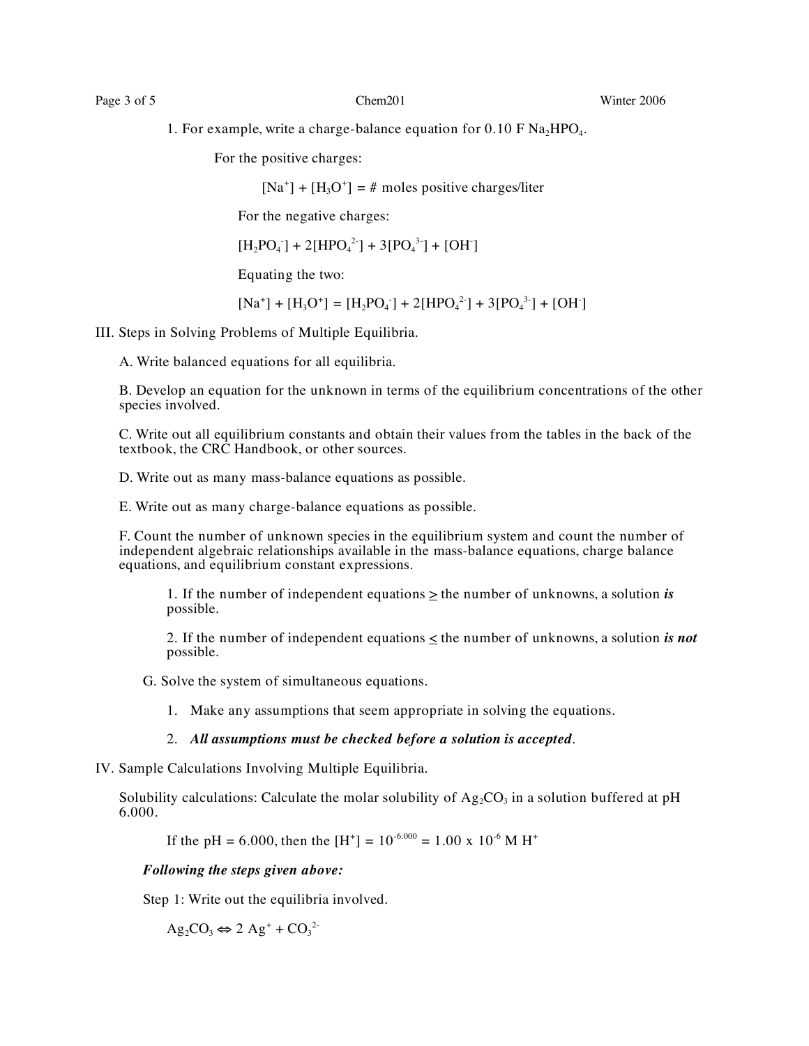1. For example, write a charge-balance equation for 0.10 F $Na_2HPO_4$.

For the positive charges:

$$[Na^+] + [H_3O^+] = \text{\# moles positive charges/liter}$$

For the negative charges:

$$[H_2PO_4^-] + 2[HPO_4^{2-}] + 3[PO_4^{3-}] + [OH^-]$$

Equating the two:

$$[Na^+] + [H_3O^+] = [H_2PO_4^-] + 2[HPO_4^{2-}] + 3[PO_4^{3-}] + [OH^-]$$

III. Steps in Solving Problems of Multiple Equilibria.

A. Write balanced equations for all equilibria.

B. Develop an equation for the unknown in terms of the equilibrium concentrations of the other species involved.

C. Write out all equilibrium constants and obtain their values from the tables in the back of the textbook, the CRC Handbook, or other sources.

D. Write out as many mass-balance equations as possible.

E. Write out as many charge-balance equations as possible.

F. Count the number of unknown species in the equilibrium system and count the number of independent algebraic relationships available in the mass-balance equations, charge balance equations, and equilibrium constant expressions.

1. If the number of independent equations $\geq$ the number of unknowns, a solution ***is*** possible.

2. If the number of independent equations $\leq$ the number of unknowns, a solution ***is not*** possible.

G. Solve the system of simultaneous equations.

1. Make any assumptions that seem appropriate in solving the equations.
2. ***All assumptions must be checked before a solution is accepted***.

IV. Sample Calculations Involving Multiple Equilibria.

Solubility calculations: Calculate the molar solubility of $Ag_2CO_3$ in a solution buffered at pH 6.000.

If the pH = 6.000, then the $[H^+] = 10^{-6.000} = 1.00 \times 10^{-6}$ M $H^+$

***Following the steps given above:***

Step 1: Write out the equilibria involved.

$$Ag_2CO_3 \Leftrightarrow 2\,Ag^+ + CO_3^{2-}$$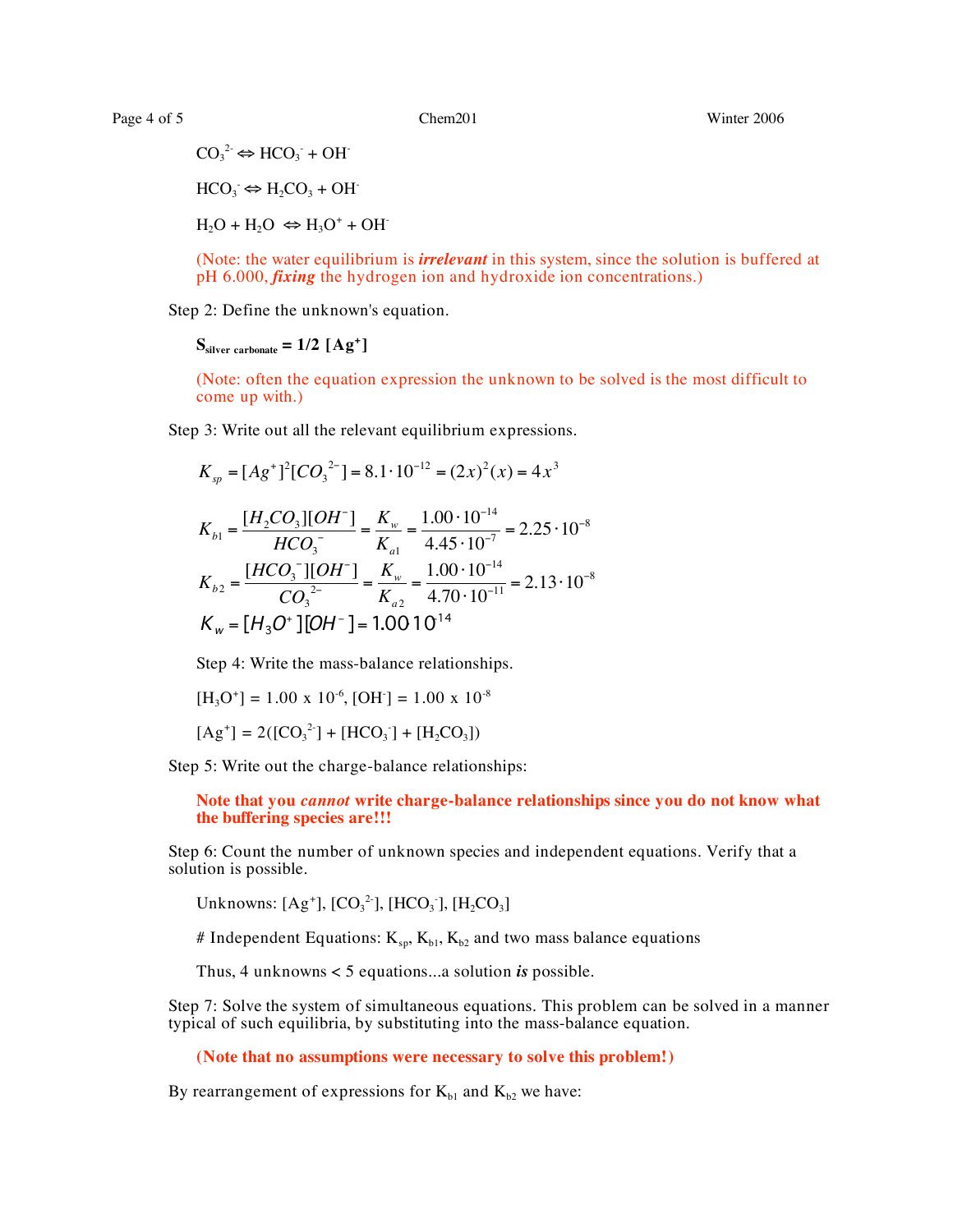$CO_3^{2-} \Leftrightarrow HCO_3^- + OH^-$

$HCO_3^- \Leftrightarrow H_2CO_3 + OH^-$

$H_2O + H_2O \Leftrightarrow H_3O^+ + OH^-$

(Note: the water equilibrium is ***irrelevant*** in this system, since the solution is buffered at pH 6.000, ***fixing*** the hydrogen ion and hydroxide ion concentrations.)

Step 2: Define the unknown's equation.

**$S_{silver\ carbonate} = 1/2\ [Ag^+]$**

(Note: often the equation expression the unknown to be solved is the most difficult to come up with.)

Step 3: Write out all the relevant equilibrium expressions.

$$K_{sp} = [Ag^+]^2[CO_3^{\ 2-}] = 8.1 \cdot 10^{-12} = (2x)^2(x) = 4x^3$$

$$K_{b1} = \frac{[H_2CO_3][OH^-]}{HCO_3^-} = \frac{K_w}{K_{a1}} = \frac{1.00 \cdot 10^{-14}}{4.45 \cdot 10^{-7}} = 2.25 \cdot 10^{-8}$$

$$K_{b2} = \frac{[HCO_3^-][OH^-]}{CO_3^{2-}} = \frac{K_w}{K_{a2}} = \frac{1.00 \cdot 10^{-14}}{4.70 \cdot 10^{-11}} = 2.13 \cdot 10^{-8}$$

$$K_w = [H_3O^+][OH^-] = 1.00\,10^{14}$$

Step 4: Write the mass-balance relationships.

$[H_3O^+] = 1.00 \times 10^{-6}$, $[OH^-] = 1.00 \times 10^{-8}$

$[Ag^+] = 2([CO_3^{2-}] + [HCO_3^-] + [H_2CO_3])$

Step 5: Write out the charge-balance relationships:

**Note that you *cannot* write charge-balance relationships since you do not know what the buffering species are!!!**

Step 6: Count the number of unknown species and independent equations. Verify that a solution is possible.

Unknowns: $[Ag^+]$, $[CO_3^{2-}]$, $[HCO_3^-]$, $[H_2CO_3]$

# Independent Equations: $K_{sp}$, $K_{b1}$, $K_{b2}$ and two mass balance equations

Thus, 4 unknowns < 5 equations...a solution ***is*** possible.

Step 7: Solve the system of simultaneous equations. This problem can be solved in a manner typical of such equilibria, by substituting into the mass-balance equation.

**(Note that no assumptions were necessary to solve this problem!)**

By rearrangement of expressions for $K_{b1}$ and $K_{b2}$ we have: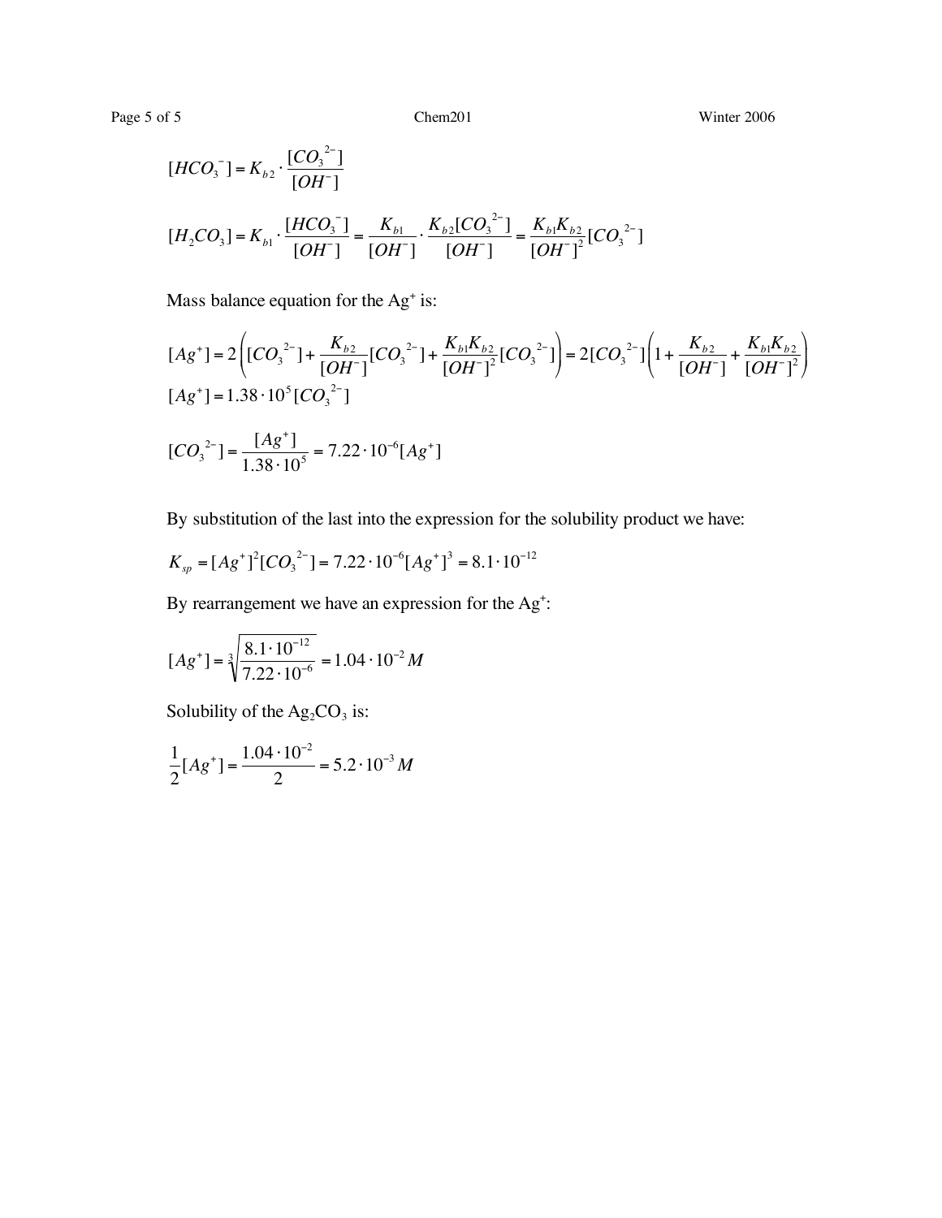$$[HCO_3^-] = K_{b2} \cdot \frac{[CO_3^{2-}]}{[OH^-]}$$

$$[H_2CO_3] = K_{b1} \cdot \frac{[HCO_3^-]}{[OH^-]} = \frac{K_{b1}}{[OH^-]} \cdot \frac{K_{b2}[CO_3^{2-}]}{[OH^-]} = \frac{K_{b1}K_{b2}}{[OH^-]^2}[CO_3^{2-}]$$

Mass balance equation for the $Ag^+$ is:

$$[Ag^+] = 2\left([CO_3^{2-}] + \frac{K_{b2}}{[OH^-]}[CO_3^{2-}] + \frac{K_{b1}K_{b2}}{[OH^-]^2}[CO_3^{2-}]\right) = 2[CO_3^{2-}]\left(1 + \frac{K_{b2}}{[OH^-]} + \frac{K_{b1}K_{b2}}{[OH^-]^2}\right)$$

$$[Ag^+] = 1.38 \cdot 10^5 [CO_3^{2-}]$$

$$[CO_3^{2-}] = \frac{[Ag^+]}{1.38 \cdot 10^5} = 7.22 \cdot 10^{-6}[Ag^+]$$

By substitution of the last into the expression for the solubility product we have:

$$K_{sp} = [Ag^+]^2[CO_3^{2-}] = 7.22 \cdot 10^{-6}[Ag^+]^3 = 8.1 \cdot 10^{-12}$$

By rearrangement we have an expression for the $Ag^+$:

$$[Ag^+] = \sqrt[3]{\frac{8.1 \cdot 10^{-12}}{7.22 \cdot 10^{-6}}} = 1.04 \cdot 10^{-2} M$$

Solubility of the $Ag_2CO_3$ is:

$$\frac{1}{2}[Ag^+] = \frac{1.04 \cdot 10^{-2}}{2} = 5.2 \cdot 10^{-3} M$$